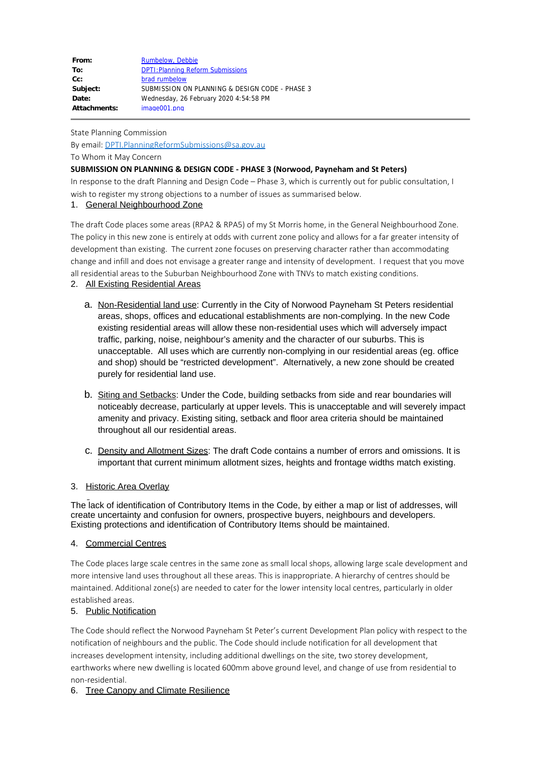| | |
|---|---|
| **From:** | Rumbelow, Debbie |
| **To:** | DPTI:Planning Reform Submissions |
| **Cc:** | brad rumbelow |
| **Subject:** | SUBMISSION ON PLANNING & DESIGN CODE - PHASE 3 |
| **Date:** | Wednesday, 26 February 2020 4:54:58 PM |
| **Attachments:** | image001.png |

State Planning Commission

By email: DPTI.PlanningReformSubmissions@sa.gov.au

To Whom it May Concern

**SUBMISSION ON PLANNING & DESIGN CODE - PHASE 3 (Norwood, Payneham and St Peters)**

In response to the draft Planning and Design Code – Phase 3, which is currently out for public consultation, I wish to register my strong objections to a number of issues as summarised below.

1. General Neighbourhood Zone

The draft Code places some areas (RPA2 & RPA5) of my St Morris home, in the General Neighbourhood Zone. The policy in this new zone is entirely at odds with current zone policy and allows for a far greater intensity of development than existing. The current zone focuses on preserving character rather than accommodating change and infill and does not envisage a greater range and intensity of development. I request that you move all residential areas to the Suburban Neighbourhood Zone with TNVs to match existing conditions.

2. All Existing Residential Areas

   a. Non-Residential land use: Currently in the City of Norwood Payneham St Peters residential areas, shops, offices and educational establishments are non-complying. In the new Code existing residential areas will allow these non-residential uses which will adversely impact traffic, parking, noise, neighbour's amenity and the character of our suburbs. This is unacceptable. All uses which are currently non-complying in our residential areas (eg. office and shop) should be "restricted development". Alternatively, a new zone should be created purely for residential land use.

   b. Siting and Setbacks: Under the Code, building setbacks from side and rear boundaries will noticeably decrease, particularly at upper levels. This is unacceptable and will severely impact amenity and privacy. Existing siting, setback and floor area criteria should be maintained throughout all our residential areas.

   c. Density and Allotment Sizes: The draft Code contains a number of errors and omissions. It is important that current minimum allotment sizes, heights and frontage widths match existing.

3. Historic Area Overlay

The lack of identification of Contributory Items in the Code, by either a map or list of addresses, will create uncertainty and confusion for owners, prospective buyers, neighbours and developers. Existing protections and identification of Contributory Items should be maintained.

4. Commercial Centres

The Code places large scale centres in the same zone as small local shops, allowing large scale development and more intensive land uses throughout all these areas. This is inappropriate. A hierarchy of centres should be maintained. Additional zone(s) are needed to cater for the lower intensity local centres, particularly in older established areas.

5. Public Notification

The Code should reflect the Norwood Payneham St Peter's current Development Plan policy with respect to the notification of neighbours and the public. The Code should include notification for all development that increases development intensity, including additional dwellings on the site, two storey development, earthworks where new dwelling is located 600mm above ground level, and change of use from residential to non-residential.

6. Tree Canopy and Climate Resilience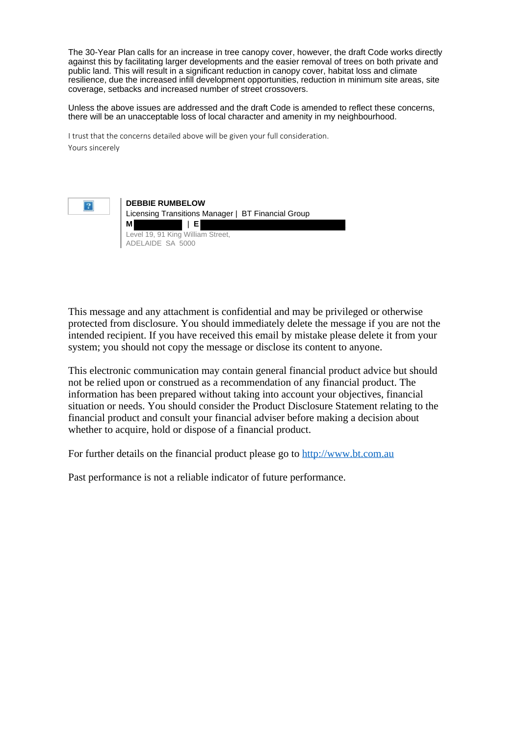The 30-Year Plan calls for an increase in tree canopy cover, however, the draft Code works directly against this by facilitating larger developments and the easier removal of trees on both private and public land. This will result in a significant reduction in canopy cover, habitat loss and climate resilience, due the increased infill development opportunities, reduction in minimum site areas, site coverage, setbacks and increased number of street crossovers.

Unless the above issues are addressed and the draft Code is amended to reflect these concerns, there will be an unacceptable loss of local character and amenity in my neighbourhood.

I trust that the concerns detailed above will be given your full consideration.

Yours sincerely

**DEBBIE RUMBELOW**
Licensing Transitions Manager | BT Financial Group
**M** | **E**
Level 19, 91 King William Street,
ADELAIDE SA 5000

This message and any attachment is confidential and may be privileged or otherwise protected from disclosure. You should immediately delete the message if you are not the intended recipient. If you have received this email by mistake please delete it from your system; you should not copy the message or disclose its content to anyone.

This electronic communication may contain general financial product advice but should not be relied upon or construed as a recommendation of any financial product. The information has been prepared without taking into account your objectives, financial situation or needs. You should consider the Product Disclosure Statement relating to the financial product and consult your financial adviser before making a decision about whether to acquire, hold or dispose of a financial product.

For further details on the financial product please go to [http://www.bt.com.au](http://www.bt.com.au)

Past performance is not a reliable indicator of future performance.